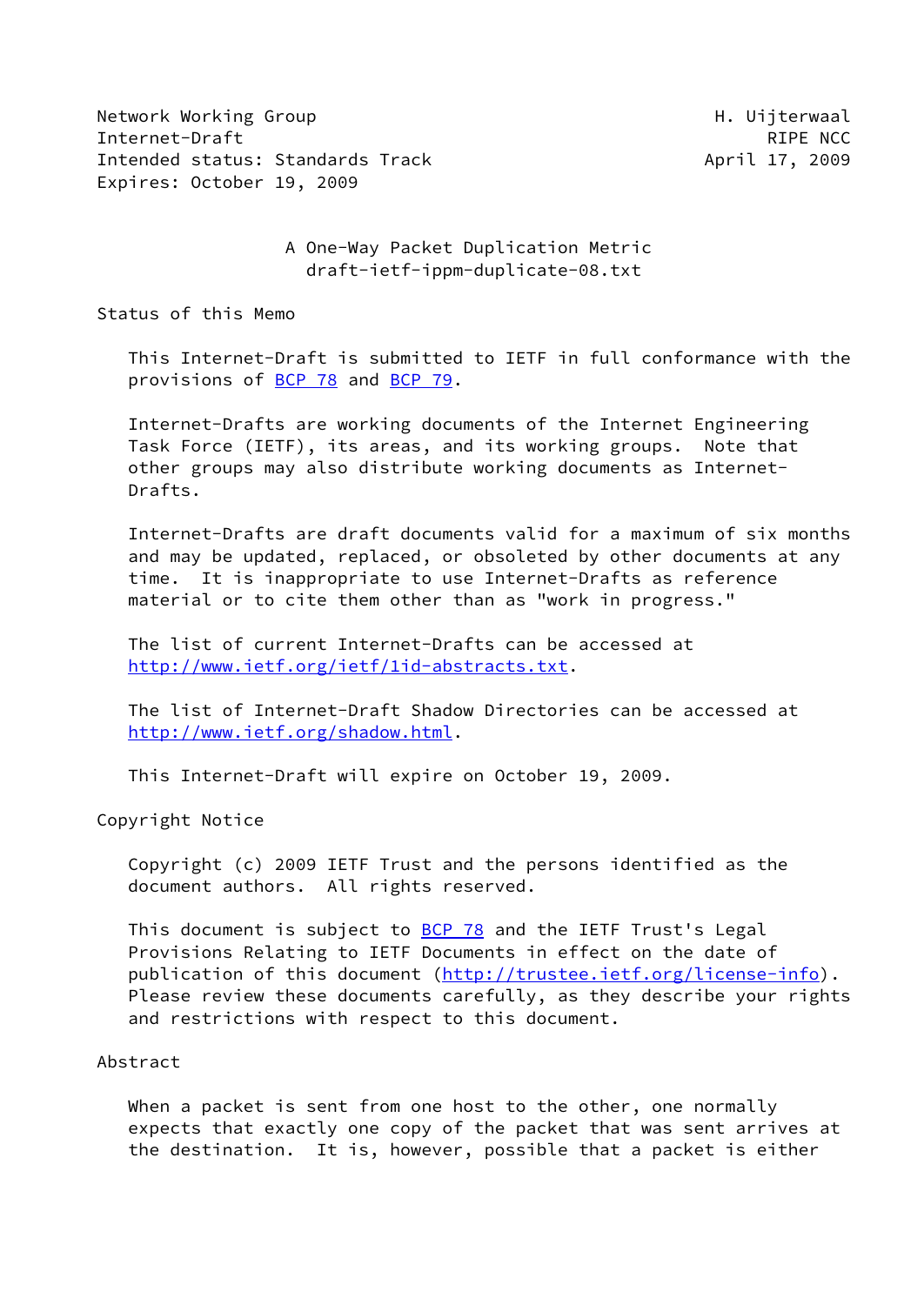Network Working Group H. Uijterwaal
Internet-Draft RIPE NCC
Intended status: Standards Track April 17, 2009
Expires: October 19, 2009

# A One-Way Packet Duplication Metric
draft-ietf-ippm-duplicate-08.txt

## Status of this Memo

This Internet-Draft is submitted to IETF in full conformance with the provisions of BCP 78 and BCP 79.

Internet-Drafts are working documents of the Internet Engineering Task Force (IETF), its areas, and its working groups. Note that other groups may also distribute working documents as Internet-Drafts.

Internet-Drafts are draft documents valid for a maximum of six months and may be updated, replaced, or obsoleted by other documents at any time. It is inappropriate to use Internet-Drafts as reference material or to cite them other than as "work in progress."

The list of current Internet-Drafts can be accessed at http://www.ietf.org/ietf/1id-abstracts.txt.

The list of Internet-Draft Shadow Directories can be accessed at http://www.ietf.org/shadow.html.

This Internet-Draft will expire on October 19, 2009.

## Copyright Notice

Copyright (c) 2009 IETF Trust and the persons identified as the document authors. All rights reserved.

This document is subject to BCP 78 and the IETF Trust's Legal Provisions Relating to IETF Documents in effect on the date of publication of this document (http://trustee.ietf.org/license-info). Please review these documents carefully, as they describe your rights and restrictions with respect to this document.

## Abstract

When a packet is sent from one host to the other, one normally expects that exactly one copy of the packet that was sent arrives at the destination. It is, however, possible that a packet is either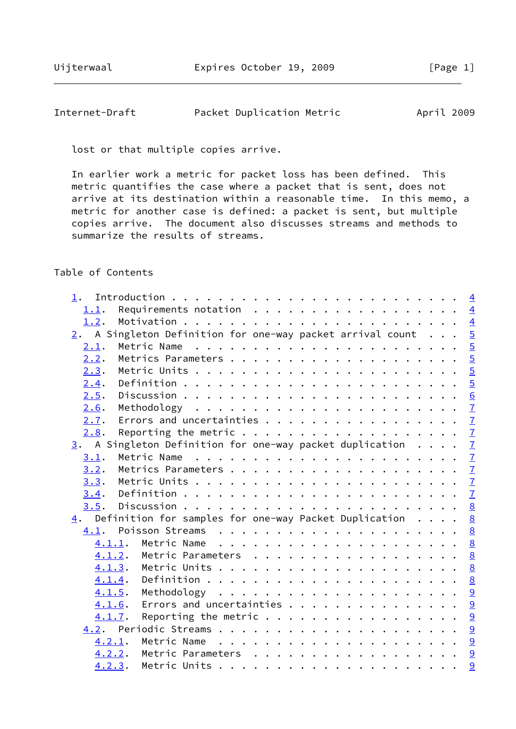lost or that multiple copies arrive.

In earlier work a metric for packet loss has been defined. This metric quantifies the case where a packet that is sent, does not arrive at its destination within a reasonable time. In this memo, a metric for another case is defined: a packet is sent, but multiple copies arrive. The document also discusses streams and methods to summarize the results of streams.

Table of Contents

- 1. Introduction . . . . . . . . . . . . . . . . . . . . . . . . . 4
  - 1.1. Requirements notation . . . . . . . . . . . . . . . . . . 4
  - 1.2. Motivation . . . . . . . . . . . . . . . . . . . . . . . 4
- 2. A Singleton Definition for one-way packet arrival count . . . 5
  - 2.1. Metric Name . . . . . . . . . . . . . . . . . . . . . . . 5
  - 2.2. Metrics Parameters . . . . . . . . . . . . . . . . . . . 5
  - 2.3. Metric Units . . . . . . . . . . . . . . . . . . . . . . 5
  - 2.4. Definition . . . . . . . . . . . . . . . . . . . . . . . 5
  - 2.5. Discussion . . . . . . . . . . . . . . . . . . . . . . . 6
  - 2.6. Methodology . . . . . . . . . . . . . . . . . . . . . . . 7
  - 2.7. Errors and uncertainties . . . . . . . . . . . . . . . . 7
  - 2.8. Reporting the metric . . . . . . . . . . . . . . . . . . 7
- 3. A Singleton Definition for one-way packet duplication . . . . 7
  - 3.1. Metric Name . . . . . . . . . . . . . . . . . . . . . . . 7
  - 3.2. Metrics Parameters . . . . . . . . . . . . . . . . . . . 7
  - 3.3. Metric Units . . . . . . . . . . . . . . . . . . . . . . 7
  - 3.4. Definition . . . . . . . . . . . . . . . . . . . . . . . 7
  - 3.5. Discussion . . . . . . . . . . . . . . . . . . . . . . . 8
- 4. Definition for samples for one-way Packet Duplication . . . . 8
  - 4.1. Poisson Streams . . . . . . . . . . . . . . . . . . . . . 8
    - 4.1.1. Metric Name . . . . . . . . . . . . . . . . . . . . . 8
    - 4.1.2. Metric Parameters . . . . . . . . . . . . . . . . . . 8
    - 4.1.3. Metric Units . . . . . . . . . . . . . . . . . . . . 8
    - 4.1.4. Definition . . . . . . . . . . . . . . . . . . . . . 8
    - 4.1.5. Methodology . . . . . . . . . . . . . . . . . . . . . 9
    - 4.1.6. Errors and uncertainties . . . . . . . . . . . . . . 9
    - 4.1.7. Reporting the metric . . . . . . . . . . . . . . . . 9
  - 4.2. Periodic Streams . . . . . . . . . . . . . . . . . . . . 9
    - 4.2.1. Metric Name . . . . . . . . . . . . . . . . . . . . . 9
    - 4.2.2. Metric Parameters . . . . . . . . . . . . . . . . . . 9
    - 4.2.3. Metric Units . . . . . . . . . . . . . . . . . . . . 9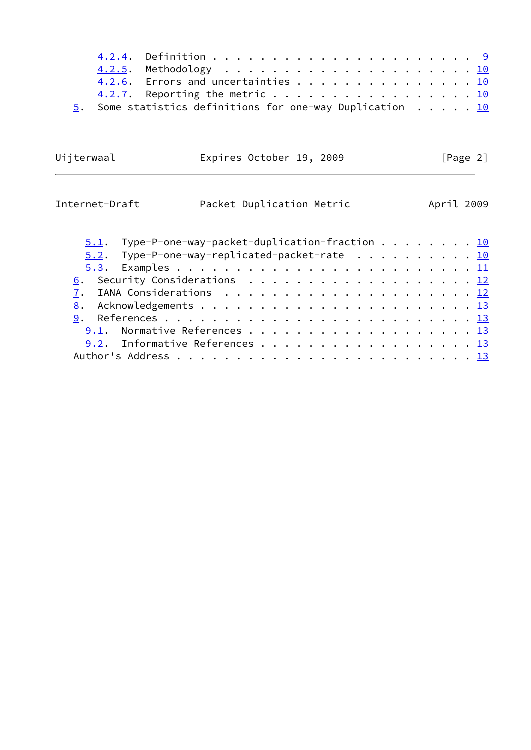4.2.4. Definition . . . . . . . . . . . . . . . . . . . . . . 9
4.2.5. Methodology . . . . . . . . . . . . . . . . . . . . . . 10
4.2.6. Errors and uncertainties . . . . . . . . . . . . . . . 10
4.2.7. Reporting the metric . . . . . . . . . . . . . . . . . 10
5. Some statistics definitions for one-way Duplication . . . . . 10

5.1. Type-P-one-way-packet-duplication-fraction . . . . . . . . 10
5.2. Type-P-one-way-replicated-packet-rate . . . . . . . . . . 10
5.3. Examples . . . . . . . . . . . . . . . . . . . . . . . . . 11
6. Security Considerations . . . . . . . . . . . . . . . . . . . 12
7. IANA Considerations . . . . . . . . . . . . . . . . . . . . . 12
8. Acknowledgements . . . . . . . . . . . . . . . . . . . . . . . 13
9. References . . . . . . . . . . . . . . . . . . . . . . . . . . 13
9.1. Normative References . . . . . . . . . . . . . . . . . . . 13
9.2. Informative References . . . . . . . . . . . . . . . . . . 13
Author's Address . . . . . . . . . . . . . . . . . . . . . . . . 13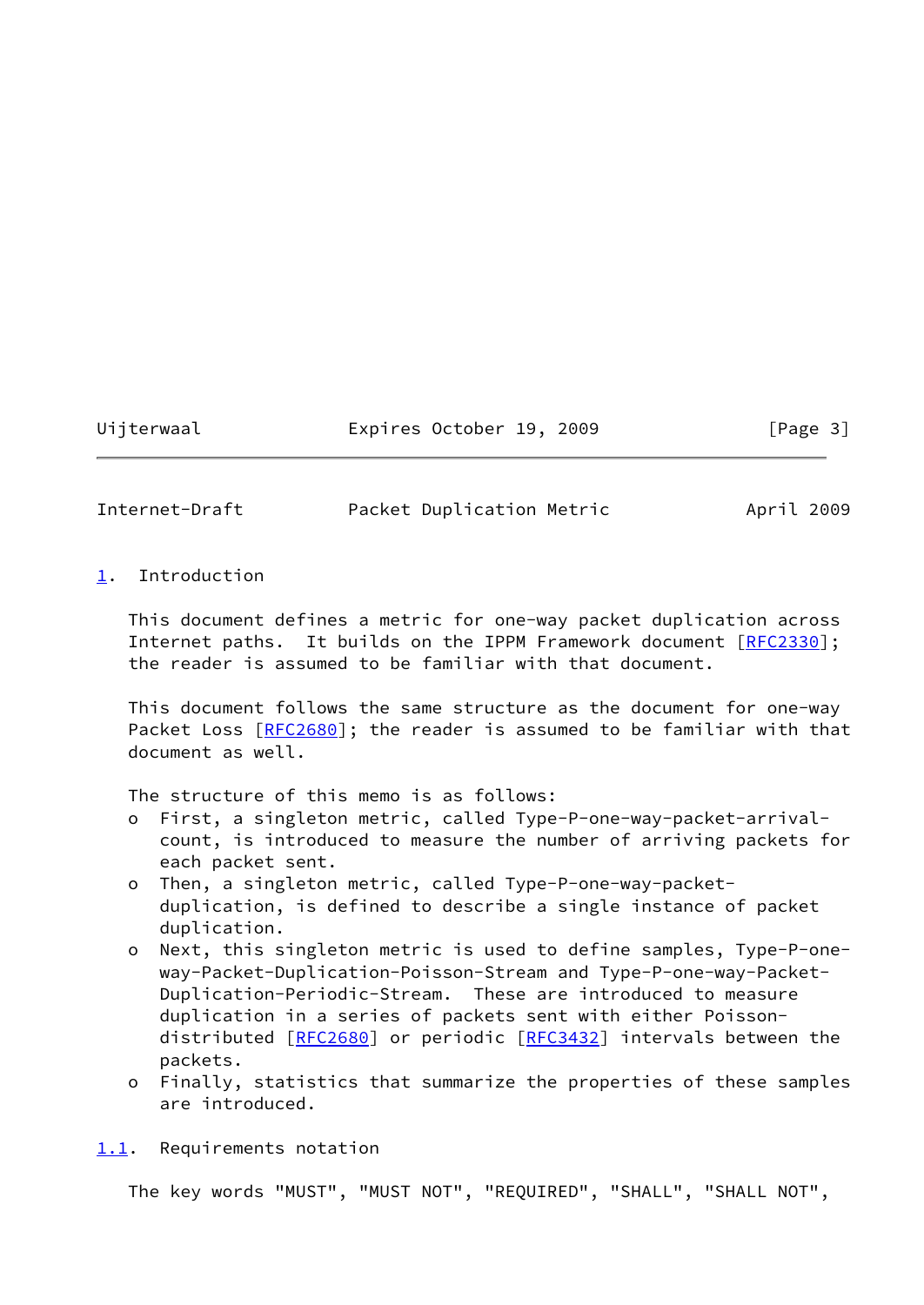## 1. Introduction

This document defines a metric for one-way packet duplication across Internet paths. It builds on the IPPM Framework document [RFC2330]; the reader is assumed to be familiar with that document.

This document follows the same structure as the document for one-way Packet Loss [RFC2680]; the reader is assumed to be familiar with that document as well.

The structure of this memo is as follows:

- First, a singleton metric, called Type-P-one-way-packet-arrival-count, is introduced to measure the number of arriving packets for each packet sent.
- Then, a singleton metric, called Type-P-one-way-packet-duplication, is defined to describe a single instance of packet duplication.
- Next, this singleton metric is used to define samples, Type-P-one-way-Packet-Duplication-Poisson-Stream and Type-P-one-way-Packet-Duplication-Periodic-Stream. These are introduced to measure duplication in a series of packets sent with either Poisson-distributed [RFC2680] or periodic [RFC3432] intervals between the packets.
- Finally, statistics that summarize the properties of these samples are introduced.

### 1.1. Requirements notation

The key words "MUST", "MUST NOT", "REQUIRED", "SHALL", "SHALL NOT",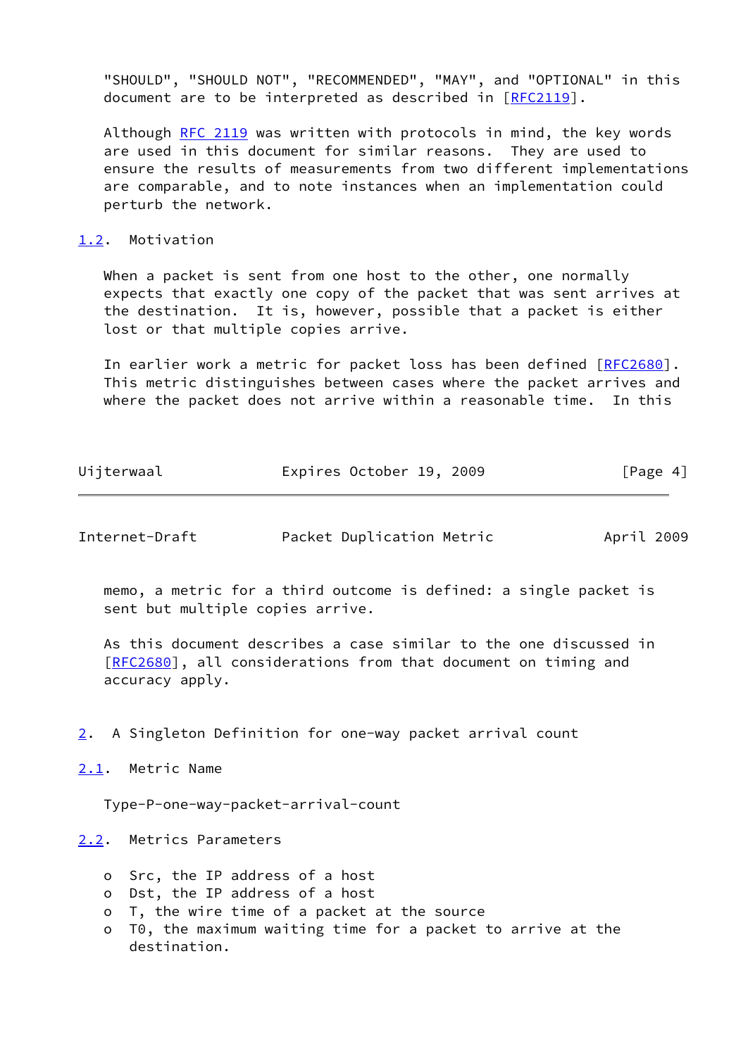"SHOULD", "SHOULD NOT", "RECOMMENDED", "MAY", and "OPTIONAL" in this document are to be interpreted as described in [RFC2119].

Although RFC 2119 was written with protocols in mind, the key words are used in this document for similar reasons. They are used to ensure the results of measurements from two different implementations are comparable, and to note instances when an implementation could perturb the network.

### 1.2. Motivation

When a packet is sent from one host to the other, one normally expects that exactly one copy of the packet that was sent arrives at the destination. It is, however, possible that a packet is either lost or that multiple copies arrive.

In earlier work a metric for packet loss has been defined [RFC2680]. This metric distinguishes between cases where the packet arrives and where the packet does not arrive within a reasonable time. In this memo, a metric for a third outcome is defined: a single packet is sent but multiple copies arrive.

As this document describes a case similar to the one discussed in [RFC2680], all considerations from that document on timing and accuracy apply.

## 2. A Singleton Definition for one-way packet arrival count

### 2.1. Metric Name

Type-P-one-way-packet-arrival-count

### 2.2. Metrics Parameters

- Src, the IP address of a host
- Dst, the IP address of a host
- T, the wire time of a packet at the source
- T0, the maximum waiting time for a packet to arrive at the destination.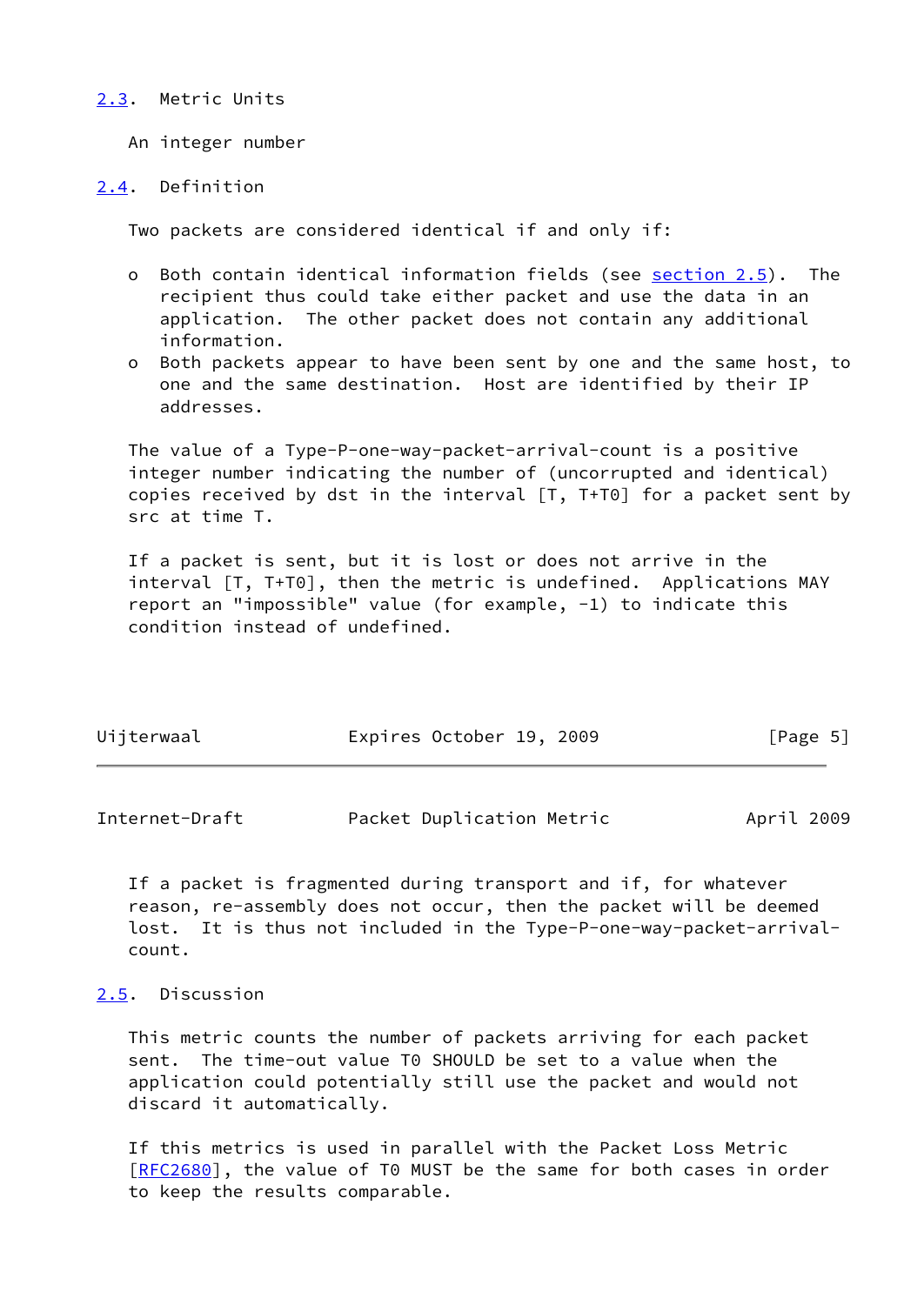## 2.3. Metric Units

An integer number

## 2.4. Definition

Two packets are considered identical if and only if:

- Both contain identical information fields (see section 2.5). The recipient thus could take either packet and use the data in an application. The other packet does not contain any additional information.
- Both packets appear to have been sent by one and the same host, to one and the same destination. Host are identified by their IP addresses.

The value of a Type-P-one-way-packet-arrival-count is a positive integer number indicating the number of (uncorrupted and identical) copies received by dst in the interval [T, T+T0] for a packet sent by src at time T.

If a packet is sent, but it is lost or does not arrive in the interval [T, T+T0], then the metric is undefined. Applications MAY report an "impossible" value (for example, -1) to indicate this condition instead of undefined.

If a packet is fragmented during transport and if, for whatever reason, re-assembly does not occur, then the packet will be deemed lost. It is thus not included in the Type-P-one-way-packet-arrival-count.

## 2.5. Discussion

This metric counts the number of packets arriving for each packet sent. The time-out value T0 SHOULD be set to a value when the application could potentially still use the packet and would not discard it automatically.

If this metrics is used in parallel with the Packet Loss Metric [RFC2680], the value of T0 MUST be the same for both cases in order to keep the results comparable.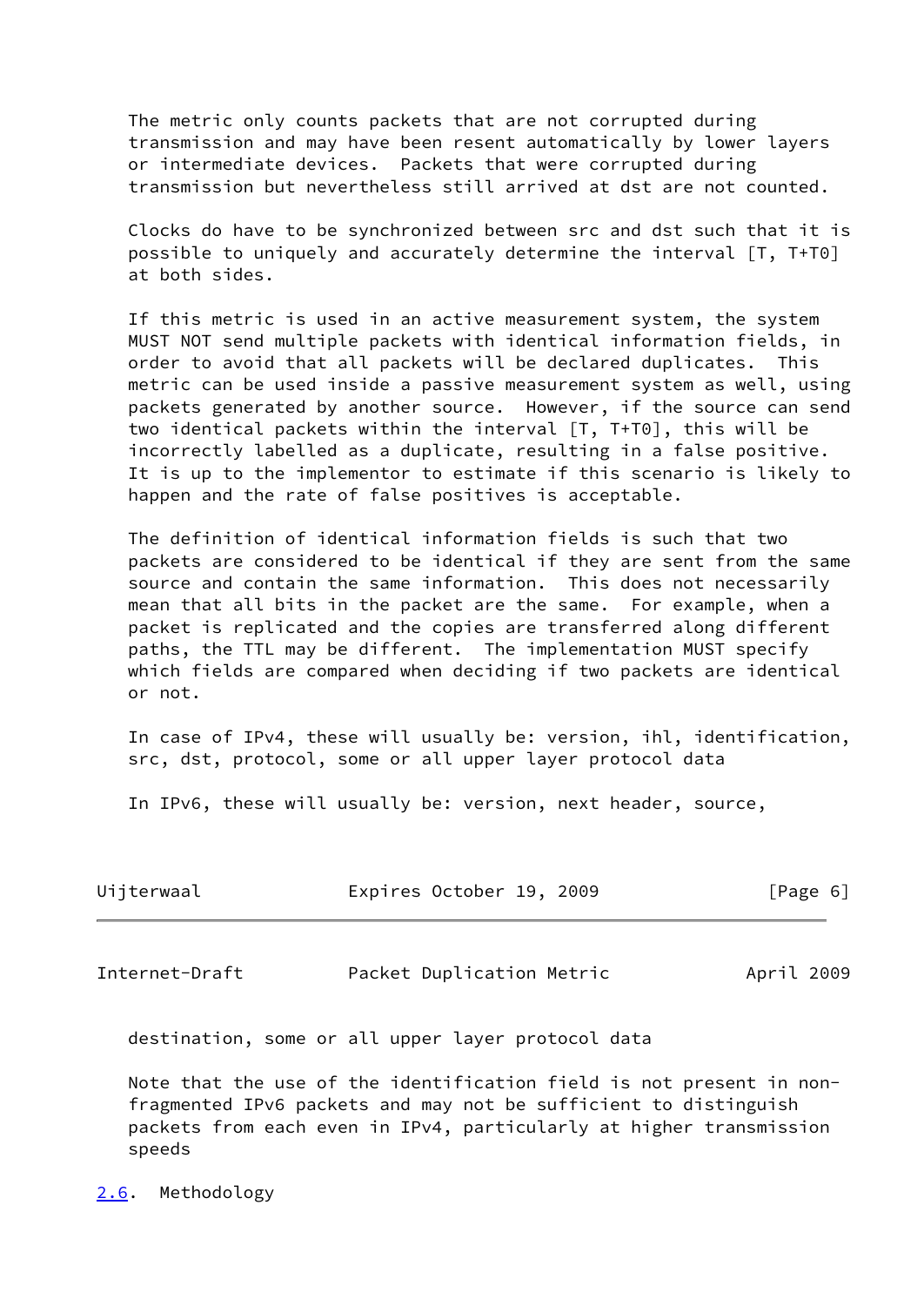The metric only counts packets that are not corrupted during transmission and may have been resent automatically by lower layers or intermediate devices. Packets that were corrupted during transmission but nevertheless still arrived at dst are not counted.

Clocks do have to be synchronized between src and dst such that it is possible to uniquely and accurately determine the interval [T, T+T0] at both sides.

If this metric is used in an active measurement system, the system MUST NOT send multiple packets with identical information fields, in order to avoid that all packets will be declared duplicates. This metric can be used inside a passive measurement system as well, using packets generated by another source. However, if the source can send two identical packets within the interval [T, T+T0], this will be incorrectly labelled as a duplicate, resulting in a false positive. It is up to the implementor to estimate if this scenario is likely to happen and the rate of false positives is acceptable.

The definition of identical information fields is such that two packets are considered to be identical if they are sent from the same source and contain the same information. This does not necessarily mean that all bits in the packet are the same. For example, when a packet is replicated and the copies are transferred along different paths, the TTL may be different. The implementation MUST specify which fields are compared when deciding if two packets are identical or not.

In case of IPv4, these will usually be: version, ihl, identification, src, dst, protocol, some or all upper layer protocol data

In IPv6, these will usually be: version, next header, source, destination, some or all upper layer protocol data

Note that the use of the identification field is not present in non-fragmented IPv6 packets and may not be sufficient to distinguish packets from each even in IPv4, particularly at higher transmission speeds

## 2.6. Methodology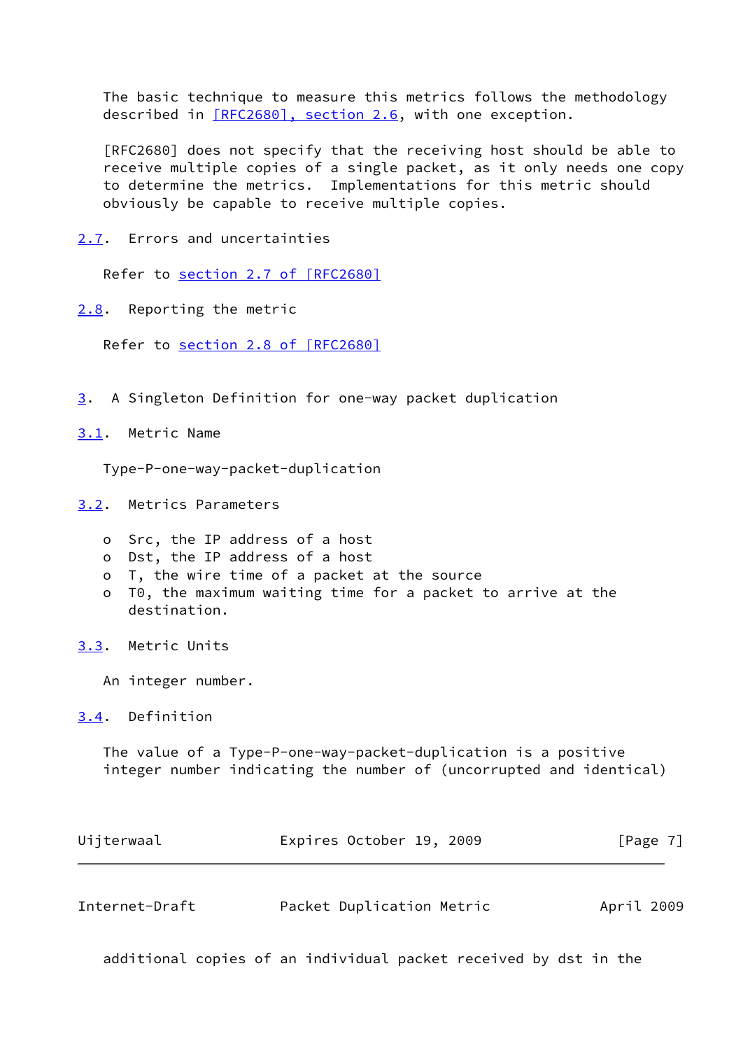The basic technique to measure this metrics follows the methodology described in [RFC2680], section 2.6, with one exception.

[RFC2680] does not specify that the receiving host should be able to receive multiple copies of a single packet, as it only needs one copy to determine the metrics. Implementations for this metric should obviously be capable to receive multiple copies.

### 2.7. Errors and uncertainties

Refer to section 2.7 of [RFC2680]

### 2.8. Reporting the metric

Refer to section 2.8 of [RFC2680]

## 3. A Singleton Definition for one-way packet duplication

### 3.1. Metric Name

Type-P-one-way-packet-duplication

### 3.2. Metrics Parameters

- Src, the IP address of a host
- Dst, the IP address of a host
- T, the wire time of a packet at the source
- T0, the maximum waiting time for a packet to arrive at the destination.

### 3.3. Metric Units

An integer number.

### 3.4. Definition

The value of a Type-P-one-way-packet-duplication is a positive integer number indicating the number of (uncorrupted and identical) additional copies of an individual packet received by dst in the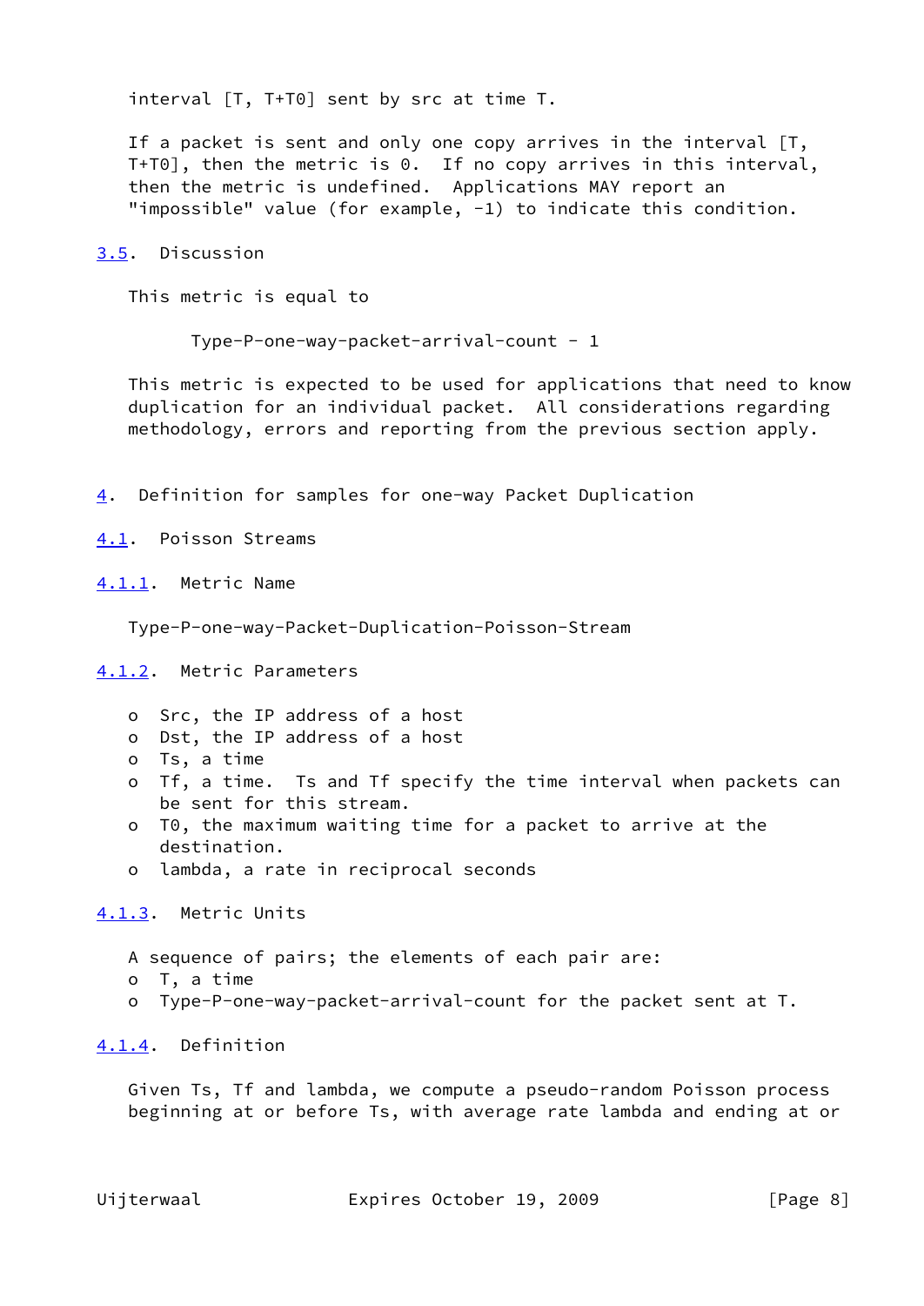interval [T, T+T0] sent by src at time T.

If a packet is sent and only one copy arrives in the interval [T, T+T0], then the metric is 0. If no copy arrives in this interval, then the metric is undefined. Applications MAY report an "impossible" value (for example, -1) to indicate this condition.

### 3.5. Discussion

This metric is equal to

Type-P-one-way-packet-arrival-count - 1

This metric is expected to be used for applications that need to know duplication for an individual packet. All considerations regarding methodology, errors and reporting from the previous section apply.

## 4. Definition for samples for one-way Packet Duplication

### 4.1. Poisson Streams

#### 4.1.1. Metric Name

Type-P-one-way-Packet-Duplication-Poisson-Stream

#### 4.1.2. Metric Parameters

- Src, the IP address of a host
- Dst, the IP address of a host
- Ts, a time
- Tf, a time. Ts and Tf specify the time interval when packets can be sent for this stream.
- T0, the maximum waiting time for a packet to arrive at the destination.
- lambda, a rate in reciprocal seconds

#### 4.1.3. Metric Units

A sequence of pairs; the elements of each pair are:

- T, a time
- Type-P-one-way-packet-arrival-count for the packet sent at T.

#### 4.1.4. Definition

Given Ts, Tf and lambda, we compute a pseudo-random Poisson process beginning at or before Ts, with average rate lambda and ending at or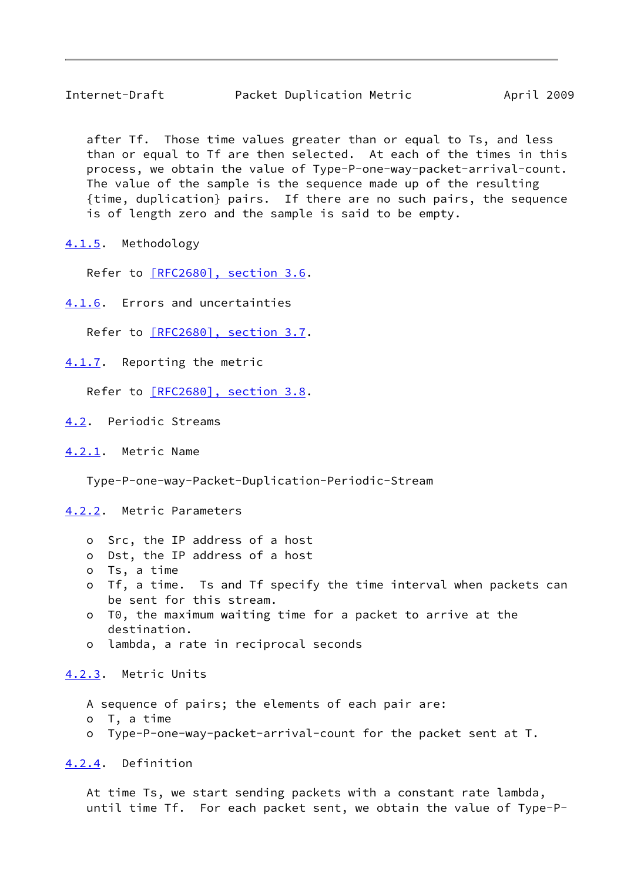after Tf. Those time values greater than or equal to Ts, and less than or equal to Tf are then selected. At each of the times in this process, we obtain the value of Type-P-one-way-packet-arrival-count. The value of the sample is the sequence made up of the resulting {time, duplication} pairs. If there are no such pairs, the sequence is of length zero and the sample is said to be empty.

#### 4.1.5. Methodology

Refer to [RFC2680], section 3.6.

#### 4.1.6. Errors and uncertainties

Refer to [RFC2680], section 3.7.

#### 4.1.7. Reporting the metric

Refer to [RFC2680], section 3.8.

### 4.2. Periodic Streams

#### 4.2.1. Metric Name

Type-P-one-way-Packet-Duplication-Periodic-Stream

#### 4.2.2. Metric Parameters

- Src, the IP address of a host
- Dst, the IP address of a host
- Ts, a time
- Tf, a time. Ts and Tf specify the time interval when packets can be sent for this stream.
- T0, the maximum waiting time for a packet to arrive at the destination.
- lambda, a rate in reciprocal seconds

#### 4.2.3. Metric Units

A sequence of pairs; the elements of each pair are:

- T, a time
- Type-P-one-way-packet-arrival-count for the packet sent at T.

#### 4.2.4. Definition

At time Ts, we start sending packets with a constant rate lambda, until time Tf. For each packet sent, we obtain the value of Type-P-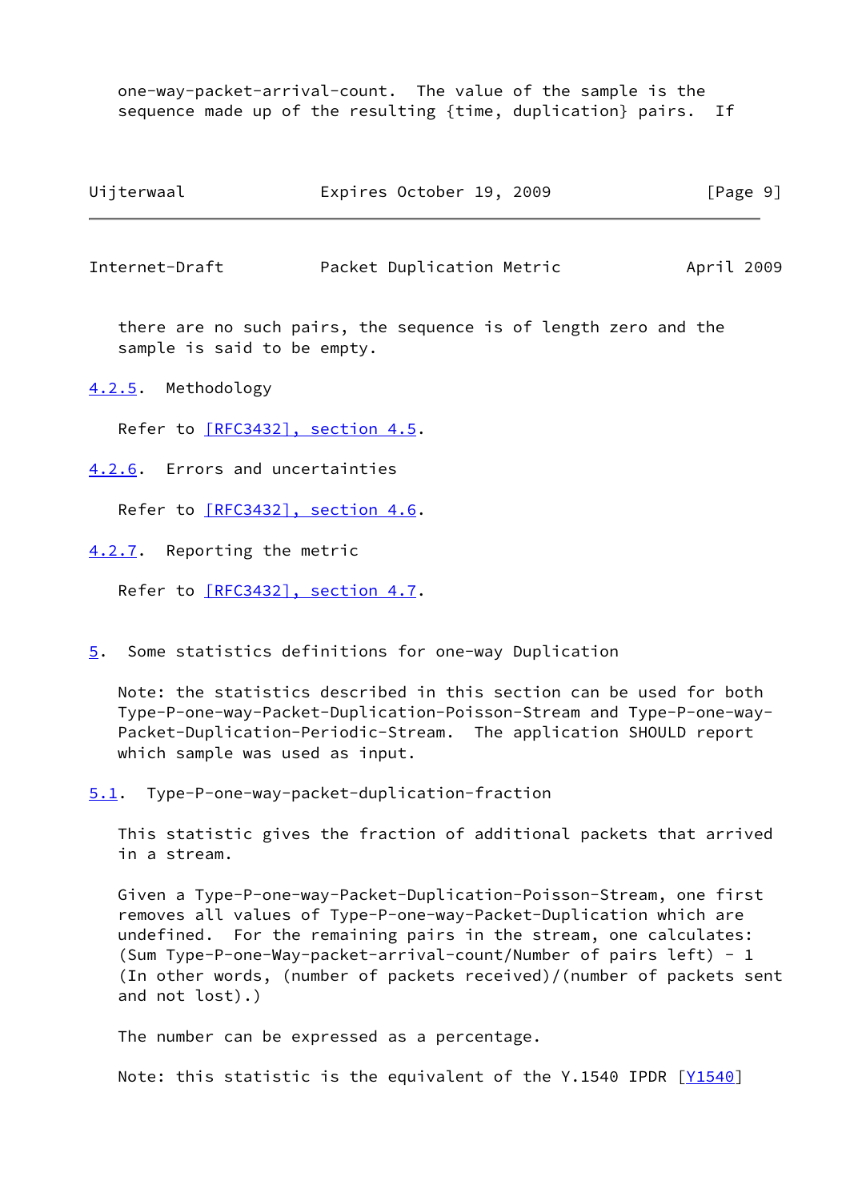one-way-packet-arrival-count. The value of the sample is the sequence made up of the resulting {time, duplication} pairs. If there are no such pairs, the sequence is of length zero and the sample is said to be empty.

#### 4.2.5. Methodology

Refer to [RFC3432], section 4.5.

#### 4.2.6. Errors and uncertainties

Refer to [RFC3432], section 4.6.

#### 4.2.7. Reporting the metric

Refer to [RFC3432], section 4.7.

## 5. Some statistics definitions for one-way Duplication

Note: the statistics described in this section can be used for both Type-P-one-way-Packet-Duplication-Poisson-Stream and Type-P-one-way-Packet-Duplication-Periodic-Stream. The application SHOULD report which sample was used as input.

### 5.1. Type-P-one-way-packet-duplication-fraction

This statistic gives the fraction of additional packets that arrived in a stream.

Given a Type-P-one-way-Packet-Duplication-Poisson-Stream, one first removes all values of Type-P-one-way-Packet-Duplication which are undefined. For the remaining pairs in the stream, one calculates: (Sum Type-P-one-Way-packet-arrival-count/Number of pairs left) - 1 (In other words, (number of packets received)/(number of packets sent and not lost).)

The number can be expressed as a percentage.

Note: this statistic is the equivalent of the Y.1540 IPDR [Y1540]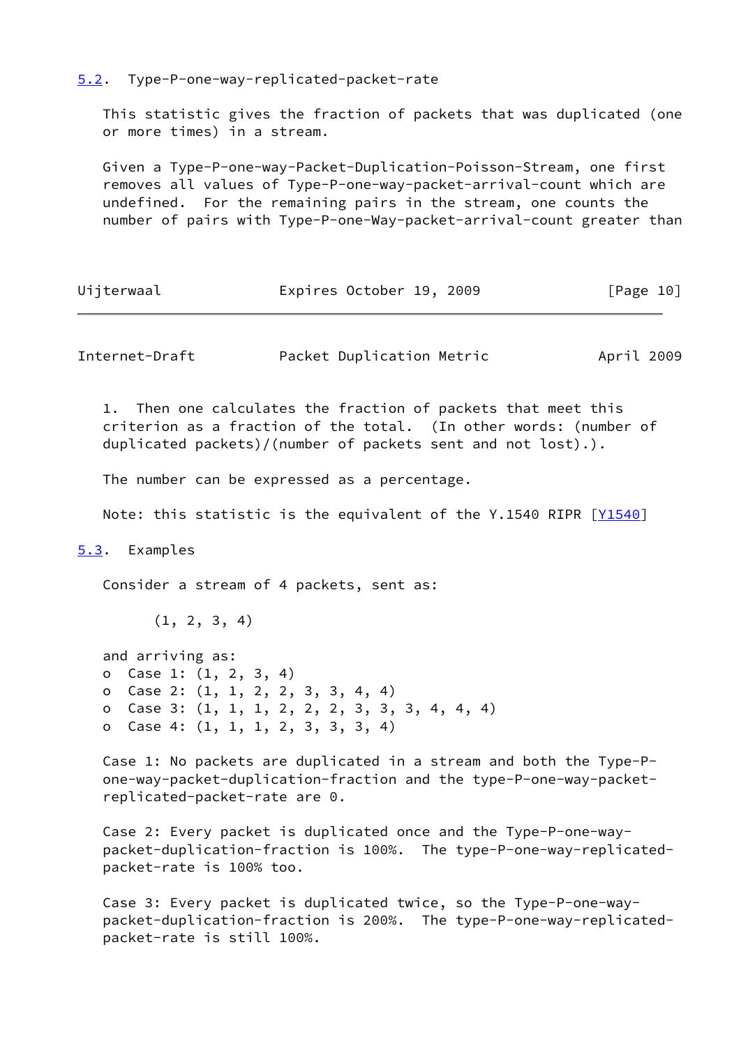## 5.2. Type-P-one-way-replicated-packet-rate

This statistic gives the fraction of packets that was duplicated (one or more times) in a stream.

Given a Type-P-one-way-Packet-Duplication-Poisson-Stream, one first removes all values of Type-P-one-way-packet-arrival-count which are undefined. For the remaining pairs in the stream, one counts the number of pairs with Type-P-one-Way-packet-arrival-count greater than

1. Then one calculates the fraction of packets that meet this criterion as a fraction of the total. (In other words: (number of duplicated packets)/(number of packets sent and not lost).).

The number can be expressed as a percentage.

Note: this statistic is the equivalent of the Y.1540 RIPR [Y1540]

## 5.3. Examples

Consider a stream of 4 packets, sent as:

```
(1, 2, 3, 4)
```

and arriving as:

- Case 1: (1, 2, 3, 4)
- Case 2: (1, 1, 2, 2, 3, 3, 4, 4)
- Case 3: (1, 1, 1, 2, 2, 2, 3, 3, 3, 4, 4, 4)
- Case 4: (1, 1, 1, 2, 3, 3, 3, 4)

Case 1: No packets are duplicated in a stream and both the Type-P-one-way-packet-duplication-fraction and the type-P-one-way-packet-replicated-packet-rate are 0.

Case 2: Every packet is duplicated once and the Type-P-one-way-packet-duplication-fraction is 100%. The type-P-one-way-replicated-packet-rate is 100% too.

Case 3: Every packet is duplicated twice, so the Type-P-one-way-packet-duplication-fraction is 200%. The type-P-one-way-replicated-packet-rate is still 100%.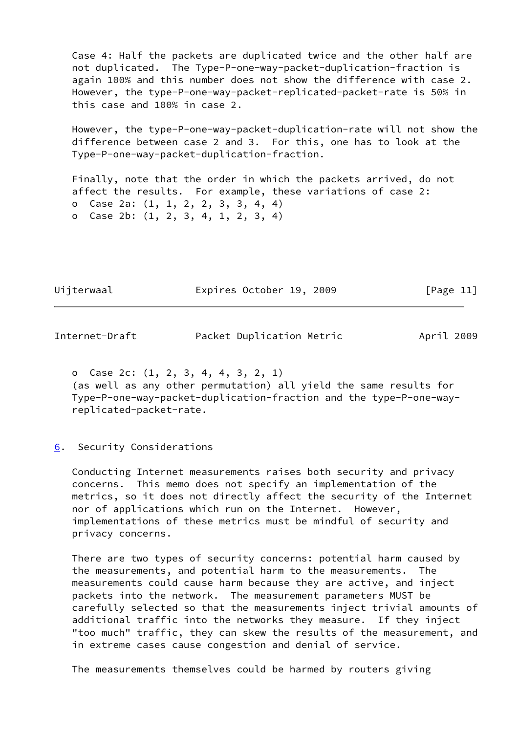Case 4: Half the packets are duplicated twice and the other half are not duplicated. The Type-P-one-way-packet-duplication-fraction is again 100% and this number does not show the difference with case 2. However, the type-P-one-way-packet-replicated-packet-rate is 50% in this case and 100% in case 2.

However, the type-P-one-way-packet-duplication-rate will not show the difference between case 2 and 3. For this, one has to look at the Type-P-one-way-packet-duplication-fraction.

Finally, note that the order in which the packets arrived, do not affect the results. For example, these variations of case 2:

- Case 2a: (1, 1, 2, 2, 3, 3, 4, 4)
- Case 2b: (1, 2, 3, 4, 1, 2, 3, 4)
- Case 2c: (1, 2, 3, 4, 4, 3, 2, 1)

(as well as any other permutation) all yield the same results for Type-P-one-way-packet-duplication-fraction and the type-P-one-way-replicated-packet-rate.

## 6. Security Considerations

Conducting Internet measurements raises both security and privacy concerns. This memo does not specify an implementation of the metrics, so it does not directly affect the security of the Internet nor of applications which run on the Internet. However, implementations of these metrics must be mindful of security and privacy concerns.

There are two types of security concerns: potential harm caused by the measurements, and potential harm to the measurements. The measurements could cause harm because they are active, and inject packets into the network. The measurement parameters MUST be carefully selected so that the measurements inject trivial amounts of additional traffic into the networks they measure. If they inject "too much" traffic, they can skew the results of the measurement, and in extreme cases cause congestion and denial of service.

The measurements themselves could be harmed by routers giving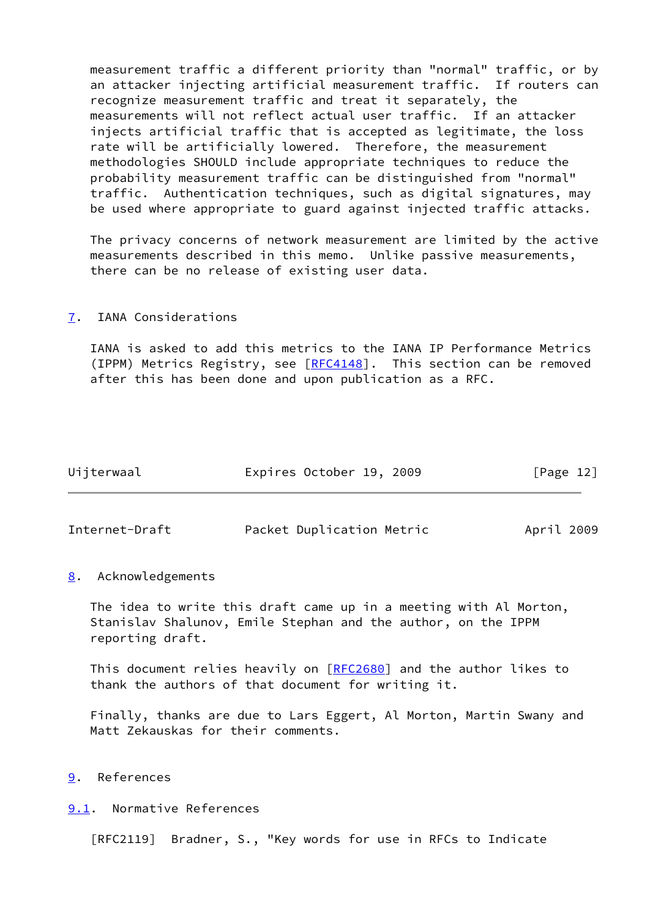measurement traffic a different priority than "normal" traffic, or by an attacker injecting artificial measurement traffic. If routers can recognize measurement traffic and treat it separately, the measurements will not reflect actual user traffic. If an attacker injects artificial traffic that is accepted as legitimate, the loss rate will be artificially lowered. Therefore, the measurement methodologies SHOULD include appropriate techniques to reduce the probability measurement traffic can be distinguished from "normal" traffic. Authentication techniques, such as digital signatures, may be used where appropriate to guard against injected traffic attacks.

The privacy concerns of network measurement are limited by the active measurements described in this memo. Unlike passive measurements, there can be no release of existing user data.

## 7. IANA Considerations

IANA is asked to add this metrics to the IANA IP Performance Metrics (IPPM) Metrics Registry, see [RFC4148]. This section can be removed after this has been done and upon publication as a RFC.

## 8. Acknowledgements

The idea to write this draft came up in a meeting with Al Morton, Stanislav Shalunov, Emile Stephan and the author, on the IPPM reporting draft.

This document relies heavily on [RFC2680] and the author likes to thank the authors of that document for writing it.

Finally, thanks are due to Lars Eggert, Al Morton, Martin Swany and Matt Zekauskas for their comments.

## 9. References

### 9.1. Normative References

[RFC2119] Bradner, S., "Key words for use in RFCs to Indicate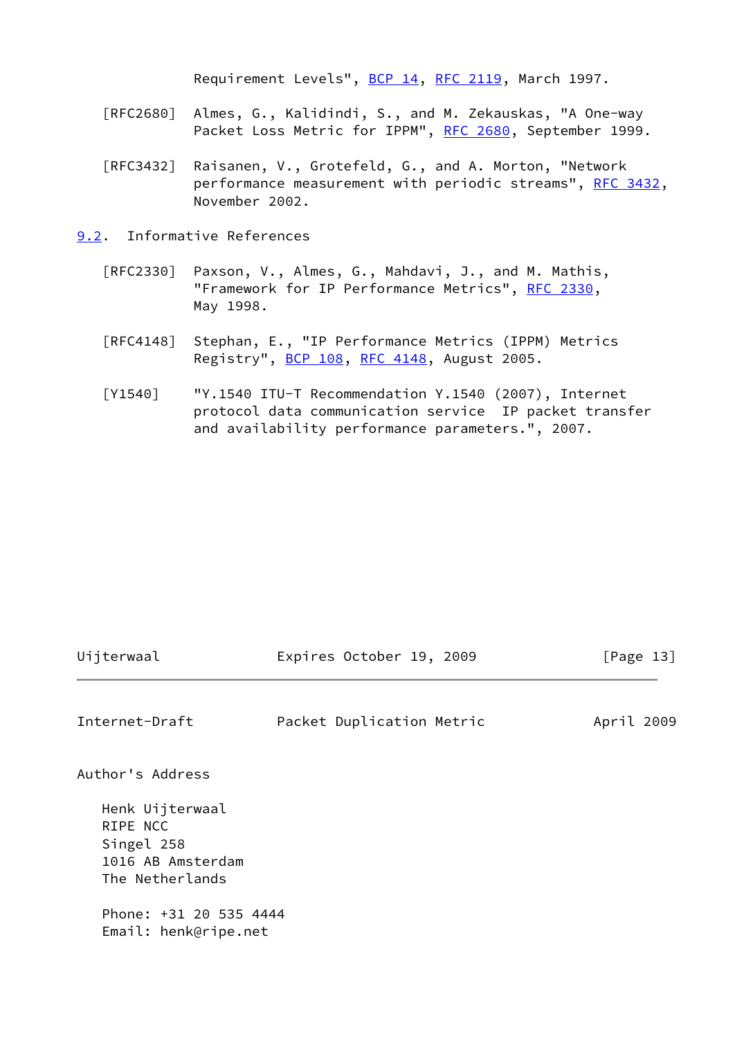Requirement Levels", BCP 14, RFC 2119, March 1997.

[RFC2680] Almes, G., Kalidindi, S., and M. Zekauskas, "A One-way Packet Loss Metric for IPPM", RFC 2680, September 1999.

[RFC3432] Raisanen, V., Grotefeld, G., and A. Morton, "Network performance measurement with periodic streams", RFC 3432, November 2002.

### 9.2. Informative References

[RFC2330] Paxson, V., Almes, G., Mahdavi, J., and M. Mathis, "Framework for IP Performance Metrics", RFC 2330, May 1998.

[RFC4148] Stephan, E., "IP Performance Metrics (IPPM) Metrics Registry", BCP 108, RFC 4148, August 2005.

[Y1540] "Y.1540 ITU-T Recommendation Y.1540 (2007), Internet protocol data communication service IP packet transfer and availability performance parameters.", 2007.

## Author's Address

Henk Uijterwaal
RIPE NCC
Singel 258
1016 AB Amsterdam
The Netherlands

Phone: +31 20 535 4444
Email: henk@ripe.net